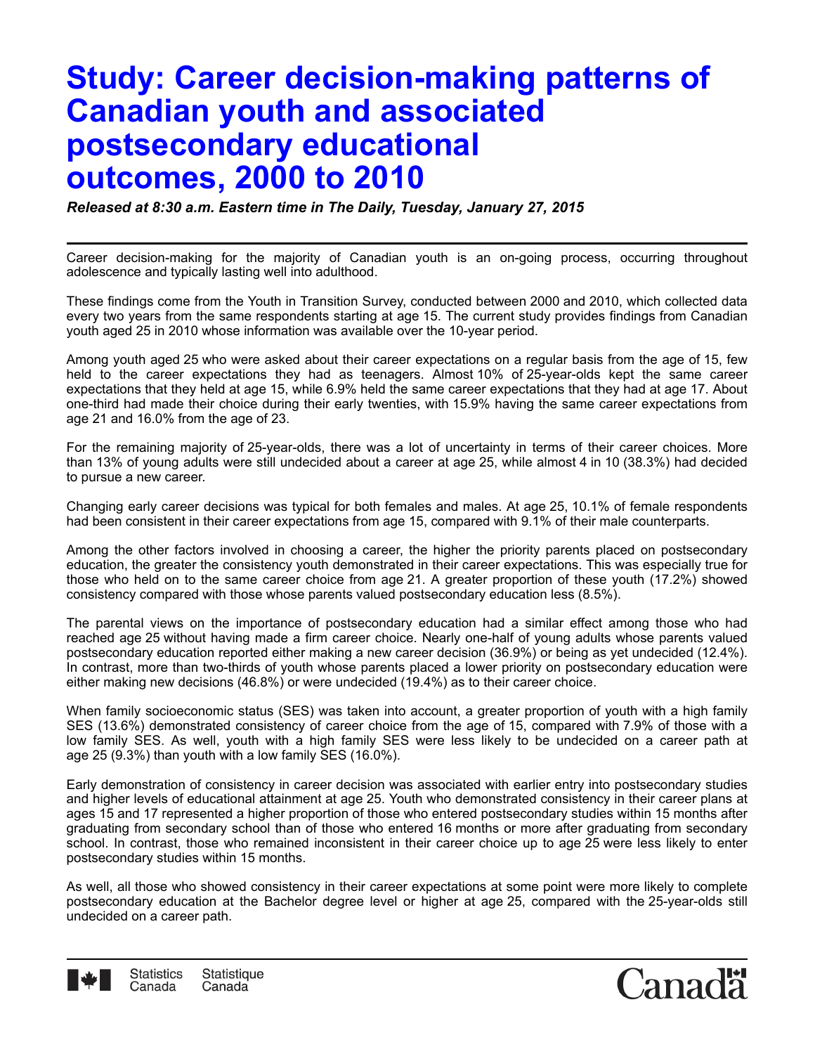# Study: Career decision-making patterns of Canadian youth and associated postsecondary educational outcomes, 2000 to 2010

***Released at 8:30 a.m. Eastern time in The Daily, Tuesday, January 27, 2015***

Career decision-making for the majority of Canadian youth is an on-going process, occurring throughout adolescence and typically lasting well into adulthood.

These findings come from the Youth in Transition Survey, conducted between 2000 and 2010, which collected data every two years from the same respondents starting at age 15. The current study provides findings from Canadian youth aged 25 in 2010 whose information was available over the 10-year period.

Among youth aged 25 who were asked about their career expectations on a regular basis from the age of 15, few held to the career expectations they had as teenagers. Almost 10% of 25-year-olds kept the same career expectations that they held at age 15, while 6.9% held the same career expectations that they had at age 17. About one-third had made their choice during their early twenties, with 15.9% having the same career expectations from age 21 and 16.0% from the age of 23.

For the remaining majority of 25-year-olds, there was a lot of uncertainty in terms of their career choices. More than 13% of young adults were still undecided about a career at age 25, while almost 4 in 10 (38.3%) had decided to pursue a new career.

Changing early career decisions was typical for both females and males. At age 25, 10.1% of female respondents had been consistent in their career expectations from age 15, compared with 9.1% of their male counterparts.

Among the other factors involved in choosing a career, the higher the priority parents placed on postsecondary education, the greater the consistency youth demonstrated in their career expectations. This was especially true for those who held on to the same career choice from age 21. A greater proportion of these youth (17.2%) showed consistency compared with those whose parents valued postsecondary education less (8.5%).

The parental views on the importance of postsecondary education had a similar effect among those who had reached age 25 without having made a firm career choice. Nearly one-half of young adults whose parents valued postsecondary education reported either making a new career decision (36.9%) or being as yet undecided (12.4%). In contrast, more than two-thirds of youth whose parents placed a lower priority on postsecondary education were either making new decisions (46.8%) or were undecided (19.4%) as to their career choice.

When family socioeconomic status (SES) was taken into account, a greater proportion of youth with a high family SES (13.6%) demonstrated consistency of career choice from the age of 15, compared with 7.9% of those with a low family SES. As well, youth with a high family SES were less likely to be undecided on a career path at age 25 (9.3%) than youth with a low family SES (16.0%).

Early demonstration of consistency in career decision was associated with earlier entry into postsecondary studies and higher levels of educational attainment at age 25. Youth who demonstrated consistency in their career plans at ages 15 and 17 represented a higher proportion of those who entered postsecondary studies within 15 months after graduating from secondary school than of those who entered 16 months or more after graduating from secondary school. In contrast, those who remained inconsistent in their career choice up to age 25 were less likely to enter postsecondary studies within 15 months.

As well, all those who showed consistency in their career expectations at some point were more likely to complete postsecondary education at the Bachelor degree level or higher at age 25, compared with the 25-year-olds still undecided on a career path.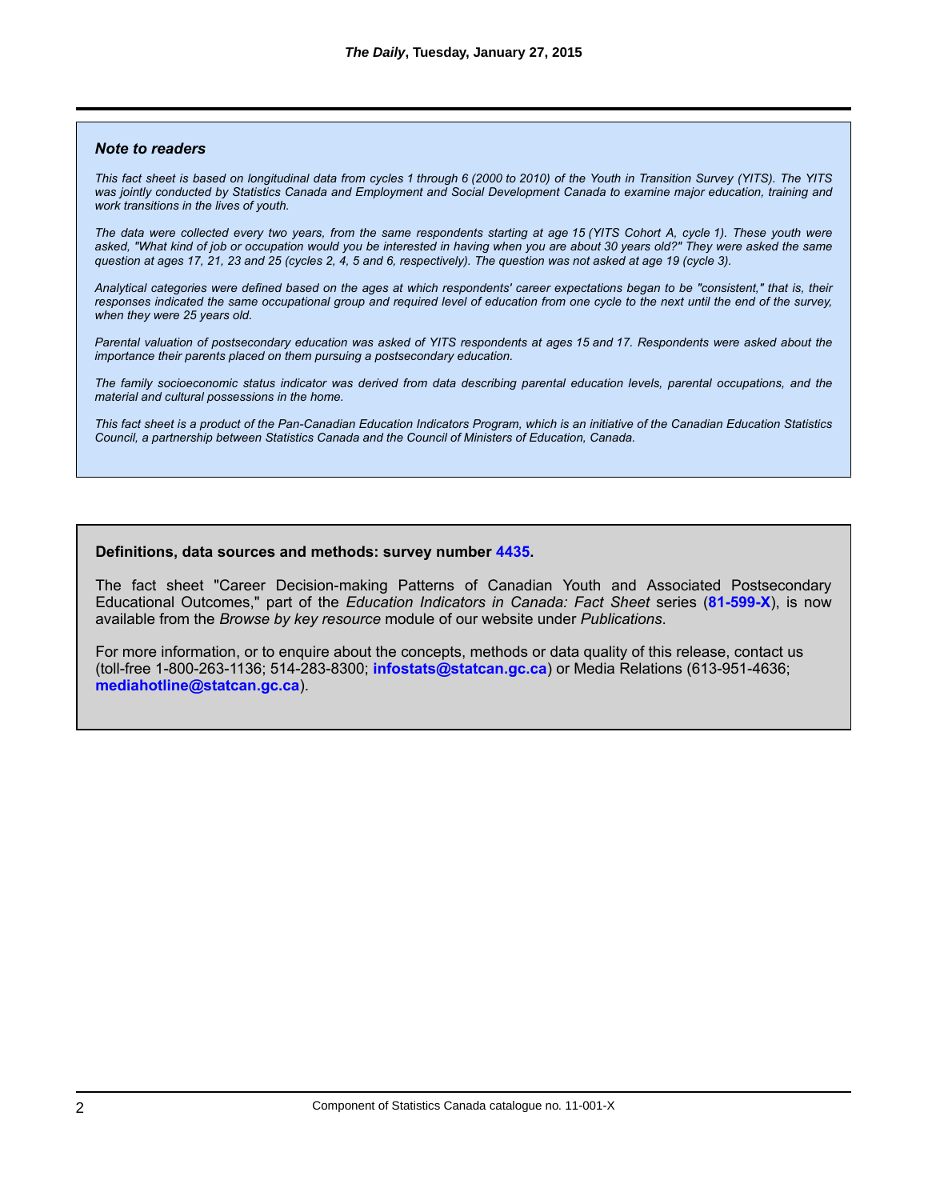### *Note to readers*

*This fact sheet is based on longitudinal data from cycles 1 through 6 (2000 to 2010) of the Youth in Transition Survey (YITS). The YITS was jointly conducted by Statistics Canada and Employment and Social Development Canada to examine major education, training and work transitions in the lives of youth.*

*The data were collected every two years, from the same respondents starting at age 15 (YITS Cohort A, cycle 1). These youth were asked, "What kind of job or occupation would you be interested in having when you are about 30 years old?" They were asked the same question at ages 17, 21, 23 and 25 (cycles 2, 4, 5 and 6, respectively). The question was not asked at age 19 (cycle 3).*

*Analytical categories were defined based on the ages at which respondents' career expectations began to be "consistent," that is, their responses indicated the same occupational group and required level of education from one cycle to the next until the end of the survey, when they were 25 years old.*

*Parental valuation of postsecondary education was asked of YITS respondents at ages 15 and 17. Respondents were asked about the importance their parents placed on them pursuing a postsecondary education.*

*The family socioeconomic status indicator was derived from data describing parental education levels, parental occupations, and the material and cultural possessions in the home.*

*This fact sheet is a product of the Pan-Canadian Education Indicators Program, which is an initiative of the Canadian Education Statistics Council, a partnership between Statistics Canada and the Council of Ministers of Education, Canada.*

**Definitions, data sources and methods: survey number 4435.**

The fact sheet "Career Decision-making Patterns of Canadian Youth and Associated Postsecondary Educational Outcomes," part of the *Education Indicators in Canada: Fact Sheet* series (**81-599-X**), is now available from the *Browse by key resource* module of our website under *Publications*.

For more information, or to enquire about the concepts, methods or data quality of this release, contact us (toll-free 1-800-263-1136; 514-283-8300; **infostats@statcan.gc.ca**) or Media Relations (613-951-4636; **mediahotline@statcan.gc.ca**).